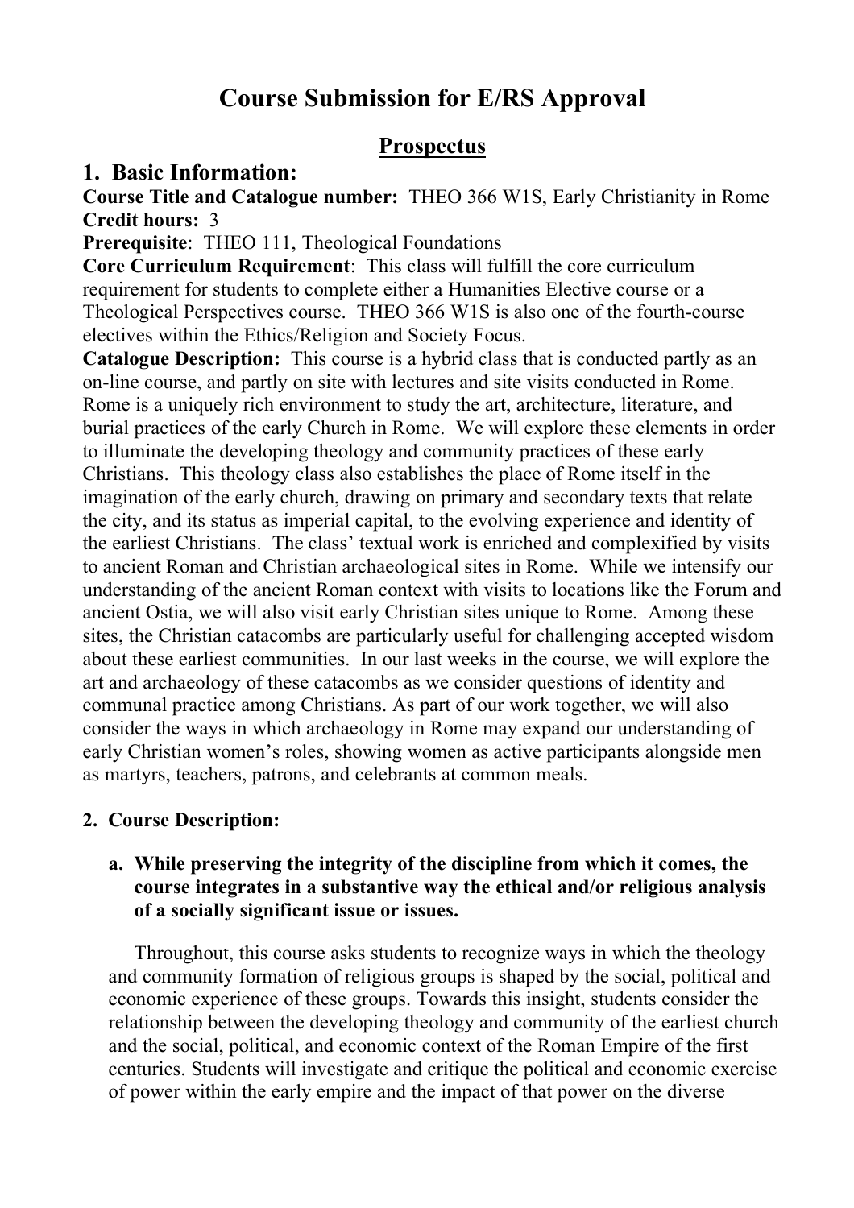# Course Submission for E/RS Approval

## Prospectus

## 1. Basic Information:

**Course Title and Catalogue number:** THEO 366 W1S, Early Christianity in Rome
**Credit hours:** 3
**Prerequisite**: THEO 111, Theological Foundations
**Core Curriculum Requirement**: This class will fulfill the core curriculum requirement for students to complete either a Humanities Elective course or a Theological Perspectives course. THEO 366 W1S is also one of the fourth-course electives within the Ethics/Religion and Society Focus.
**Catalogue Description:** This course is a hybrid class that is conducted partly as an on-line course, and partly on site with lectures and site visits conducted in Rome. Rome is a uniquely rich environment to study the art, architecture, literature, and burial practices of the early Church in Rome. We will explore these elements in order to illuminate the developing theology and community practices of these early Christians. This theology class also establishes the place of Rome itself in the imagination of the early church, drawing on primary and secondary texts that relate the city, and its status as imperial capital, to the evolving experience and identity of the earliest Christians. The class' textual work is enriched and complexified by visits to ancient Roman and Christian archaeological sites in Rome. While we intensify our understanding of the ancient Roman context with visits to locations like the Forum and ancient Ostia, we will also visit early Christian sites unique to Rome. Among these sites, the Christian catacombs are particularly useful for challenging accepted wisdom about these earliest communities. In our last weeks in the course, we will explore the art and archaeology of these catacombs as we consider questions of identity and communal practice among Christians. As part of our work together, we will also consider the ways in which archaeology in Rome may expand our understanding of early Christian women's roles, showing women as active participants alongside men as martyrs, teachers, patrons, and celebrants at common meals.

**2. Course Description:**

**a. While preserving the integrity of the discipline from which it comes, the course integrates in a substantive way the ethical and/or religious analysis of a socially significant issue or issues.**

Throughout, this course asks students to recognize ways in which the theology and community formation of religious groups is shaped by the social, political and economic experience of these groups. Towards this insight, students consider the relationship between the developing theology and community of the earliest church and the social, political, and economic context of the Roman Empire of the first centuries. Students will investigate and critique the political and economic exercise of power within the early empire and the impact of that power on the diverse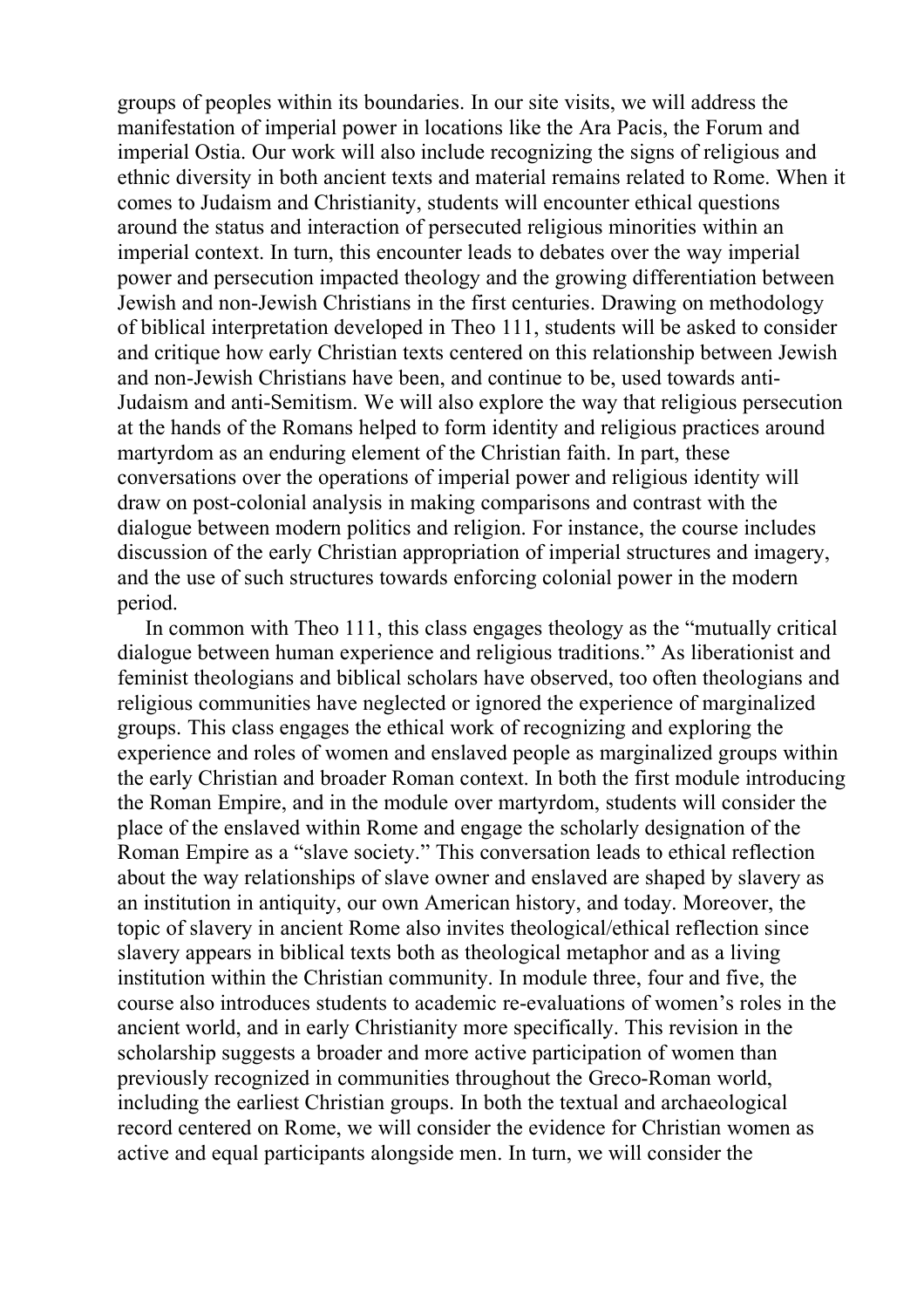groups of peoples within its boundaries. In our site visits, we will address the manifestation of imperial power in locations like the Ara Pacis, the Forum and imperial Ostia. Our work will also include recognizing the signs of religious and ethnic diversity in both ancient texts and material remains related to Rome. When it comes to Judaism and Christianity, students will encounter ethical questions around the status and interaction of persecuted religious minorities within an imperial context. In turn, this encounter leads to debates over the way imperial power and persecution impacted theology and the growing differentiation between Jewish and non-Jewish Christians in the first centuries. Drawing on methodology of biblical interpretation developed in Theo 111, students will be asked to consider and critique how early Christian texts centered on this relationship between Jewish and non-Jewish Christians have been, and continue to be, used towards anti-Judaism and anti-Semitism. We will also explore the way that religious persecution at the hands of the Romans helped to form identity and religious practices around martyrdom as an enduring element of the Christian faith. In part, these conversations over the operations of imperial power and religious identity will draw on post-colonial analysis in making comparisons and contrast with the dialogue between modern politics and religion. For instance, the course includes discussion of the early Christian appropriation of imperial structures and imagery, and the use of such structures towards enforcing colonial power in the modern period.

In common with Theo 111, this class engages theology as the "mutually critical dialogue between human experience and religious traditions." As liberationist and feminist theologians and biblical scholars have observed, too often theologians and religious communities have neglected or ignored the experience of marginalized groups. This class engages the ethical work of recognizing and exploring the experience and roles of women and enslaved people as marginalized groups within the early Christian and broader Roman context. In both the first module introducing the Roman Empire, and in the module over martyrdom, students will consider the place of the enslaved within Rome and engage the scholarly designation of the Roman Empire as a "slave society." This conversation leads to ethical reflection about the way relationships of slave owner and enslaved are shaped by slavery as an institution in antiquity, our own American history, and today. Moreover, the topic of slavery in ancient Rome also invites theological/ethical reflection since slavery appears in biblical texts both as theological metaphor and as a living institution within the Christian community. In module three, four and five, the course also introduces students to academic re-evaluations of women's roles in the ancient world, and in early Christianity more specifically. This revision in the scholarship suggests a broader and more active participation of women than previously recognized in communities throughout the Greco-Roman world, including the earliest Christian groups. In both the textual and archaeological record centered on Rome, we will consider the evidence for Christian women as active and equal participants alongside men. In turn, we will consider the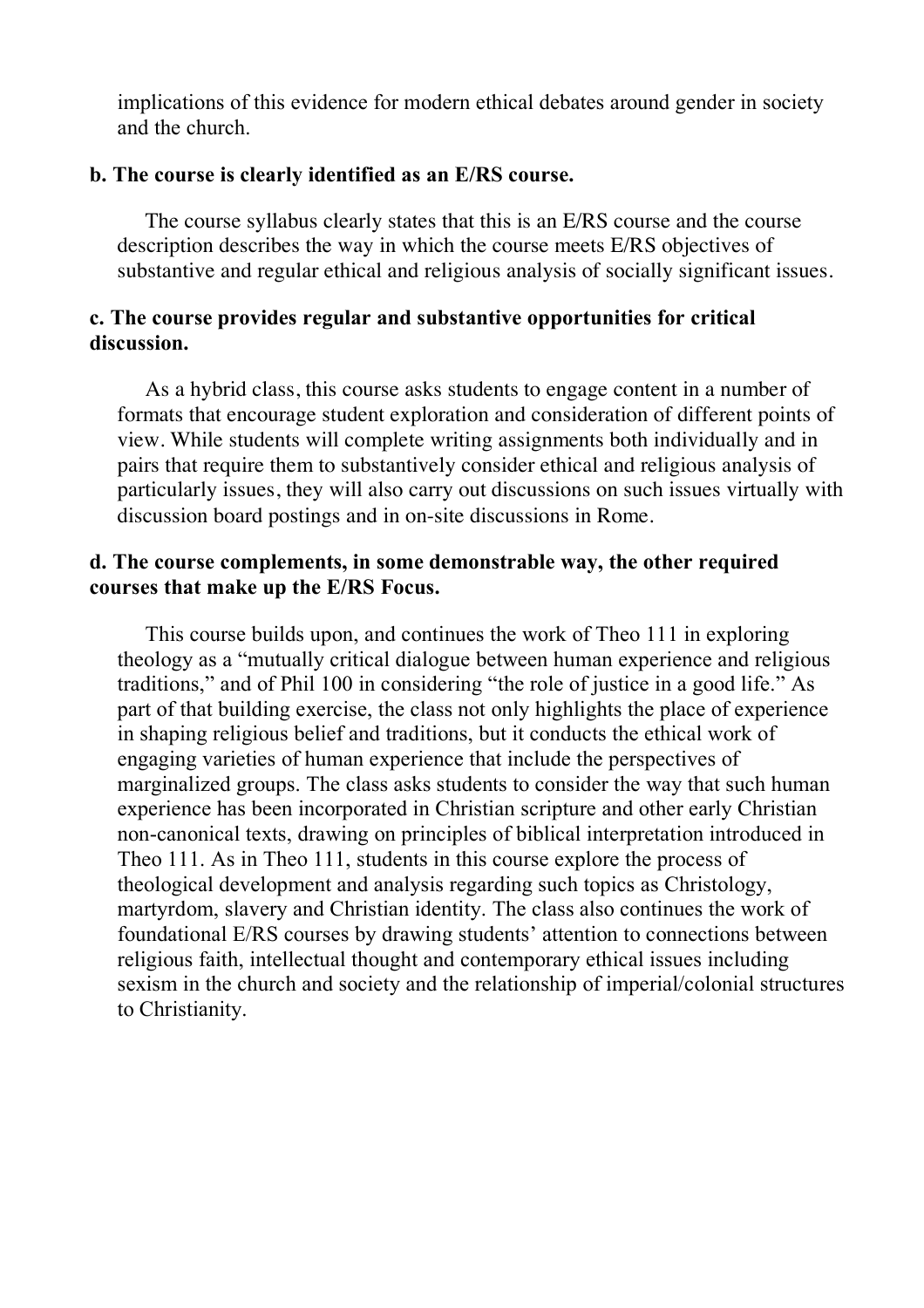implications of this evidence for modern ethical debates around gender in society and the church.

**b. The course is clearly identified as an E/RS course.**

The course syllabus clearly states that this is an E/RS course and the course description describes the way in which the course meets E/RS objectives of substantive and regular ethical and religious analysis of socially significant issues.

**c. The course provides regular and substantive opportunities for critical discussion.**

As a hybrid class, this course asks students to engage content in a number of formats that encourage student exploration and consideration of different points of view. While students will complete writing assignments both individually and in pairs that require them to substantively consider ethical and religious analysis of particularly issues, they will also carry out discussions on such issues virtually with discussion board postings and in on-site discussions in Rome.

**d. The course complements, in some demonstrable way, the other required courses that make up the E/RS Focus.**

This course builds upon, and continues the work of Theo 111 in exploring theology as a "mutually critical dialogue between human experience and religious traditions," and of Phil 100 in considering "the role of justice in a good life." As part of that building exercise, the class not only highlights the place of experience in shaping religious belief and traditions, but it conducts the ethical work of engaging varieties of human experience that include the perspectives of marginalized groups. The class asks students to consider the way that such human experience has been incorporated in Christian scripture and other early Christian non-canonical texts, drawing on principles of biblical interpretation introduced in Theo 111. As in Theo 111, students in this course explore the process of theological development and analysis regarding such topics as Christology, martyrdom, slavery and Christian identity. The class also continues the work of foundational E/RS courses by drawing students' attention to connections between religious faith, intellectual thought and contemporary ethical issues including sexism in the church and society and the relationship of imperial/colonial structures to Christianity.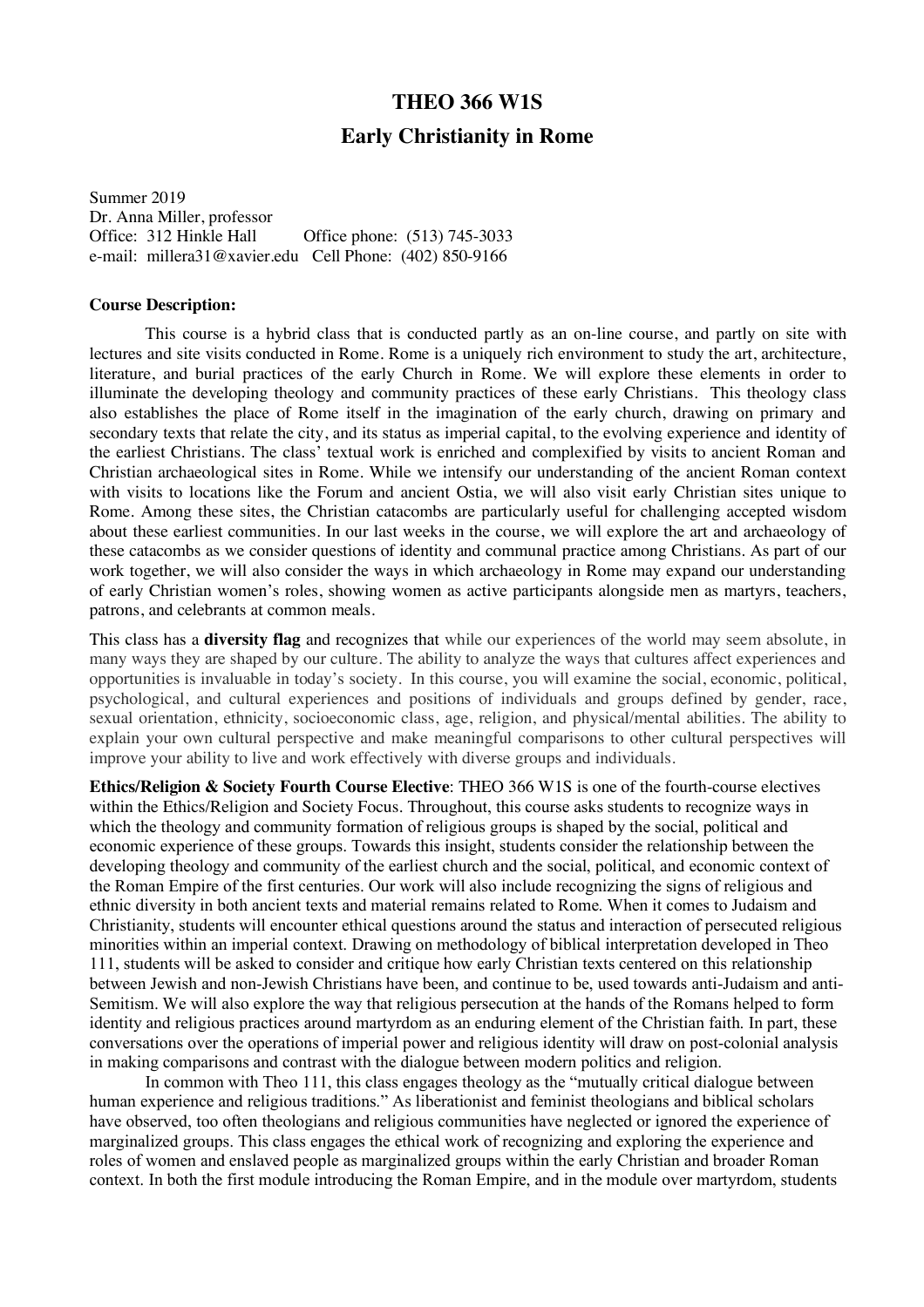# THEO 366 W1S

# Early Christianity in Rome

Summer 2019
Dr. Anna Miller, professor
Office: 312 Hinkle Hall     Office phone: (513) 745-3033
e-mail: millera31@xavier.edu  Cell Phone: (402) 850-9166

**Course Description:**

This course is a hybrid class that is conducted partly as an on-line course, and partly on site with lectures and site visits conducted in Rome. Rome is a uniquely rich environment to study the art, architecture, literature, and burial practices of the early Church in Rome. We will explore these elements in order to illuminate the developing theology and community practices of these early Christians. This theology class also establishes the place of Rome itself in the imagination of the early church, drawing on primary and secondary texts that relate the city, and its status as imperial capital, to the evolving experience and identity of the earliest Christians. The class' textual work is enriched and complexified by visits to ancient Roman and Christian archaeological sites in Rome. While we intensify our understanding of the ancient Roman context with visits to locations like the Forum and ancient Ostia, we will also visit early Christian sites unique to Rome. Among these sites, the Christian catacombs are particularly useful for challenging accepted wisdom about these earliest communities. In our last weeks in the course, we will explore the art and archaeology of these catacombs as we consider questions of identity and communal practice among Christians. As part of our work together, we will also consider the ways in which archaeology in Rome may expand our understanding of early Christian women's roles, showing women as active participants alongside men as martyrs, teachers, patrons, and celebrants at common meals.

This class has a **diversity flag** and recognizes that while our experiences of the world may seem absolute, in many ways they are shaped by our culture. The ability to analyze the ways that cultures affect experiences and opportunities is invaluable in today's society. In this course, you will examine the social, economic, political, psychological, and cultural experiences and positions of individuals and groups defined by gender, race, sexual orientation, ethnicity, socioeconomic class, age, religion, and physical/mental abilities. The ability to explain your own cultural perspective and make meaningful comparisons to other cultural perspectives will improve your ability to live and work effectively with diverse groups and individuals.

**Ethics/Religion & Society Fourth Course Elective**: THEO 366 W1S is one of the fourth-course electives within the Ethics/Religion and Society Focus. Throughout, this course asks students to recognize ways in which the theology and community formation of religious groups is shaped by the social, political and economic experience of these groups. Towards this insight, students consider the relationship between the developing theology and community of the earliest church and the social, political, and economic context of the Roman Empire of the first centuries. Our work will also include recognizing the signs of religious and ethnic diversity in both ancient texts and material remains related to Rome. When it comes to Judaism and Christianity, students will encounter ethical questions around the status and interaction of persecuted religious minorities within an imperial context. Drawing on methodology of biblical interpretation developed in Theo 111, students will be asked to consider and critique how early Christian texts centered on this relationship between Jewish and non-Jewish Christians have been, and continue to be, used towards anti-Judaism and anti-Semitism. We will also explore the way that religious persecution at the hands of the Romans helped to form identity and religious practices around martyrdom as an enduring element of the Christian faith. In part, these conversations over the operations of imperial power and religious identity will draw on post-colonial analysis in making comparisons and contrast with the dialogue between modern politics and religion.

In common with Theo 111, this class engages theology as the "mutually critical dialogue between human experience and religious traditions." As liberationist and feminist theologians and biblical scholars have observed, too often theologians and religious communities have neglected or ignored the experience of marginalized groups. This class engages the ethical work of recognizing and exploring the experience and roles of women and enslaved people as marginalized groups within the early Christian and broader Roman context. In both the first module introducing the Roman Empire, and in the module over martyrdom, students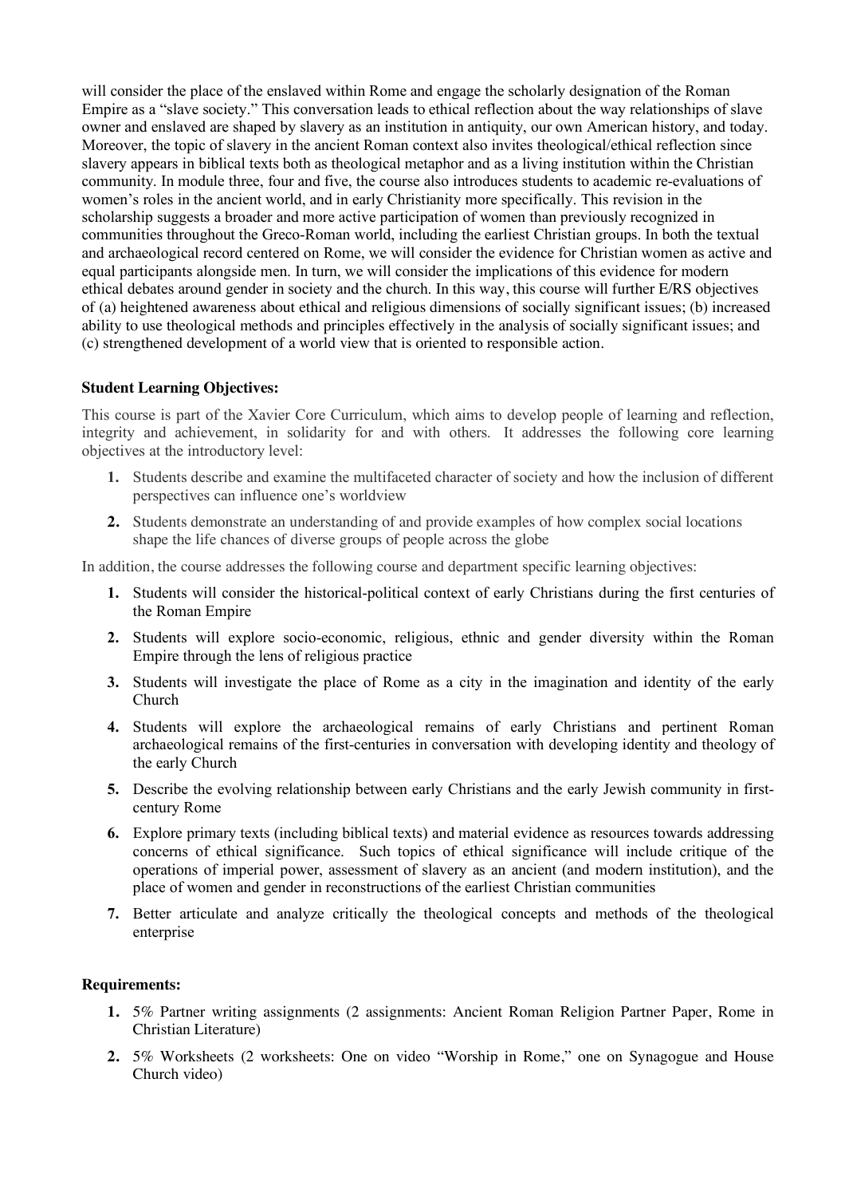will consider the place of the enslaved within Rome and engage the scholarly designation of the Roman Empire as a "slave society." This conversation leads to ethical reflection about the way relationships of slave owner and enslaved are shaped by slavery as an institution in antiquity, our own American history, and today. Moreover, the topic of slavery in the ancient Roman context also invites theological/ethical reflection since slavery appears in biblical texts both as theological metaphor and as a living institution within the Christian community. In module three, four and five, the course also introduces students to academic re-evaluations of women's roles in the ancient world, and in early Christianity more specifically. This revision in the scholarship suggests a broader and more active participation of women than previously recognized in communities throughout the Greco-Roman world, including the earliest Christian groups. In both the textual and archaeological record centered on Rome, we will consider the evidence for Christian women as active and equal participants alongside men. In turn, we will consider the implications of this evidence for modern ethical debates around gender in society and the church. In this way, this course will further E/RS objectives of (a) heightened awareness about ethical and religious dimensions of socially significant issues; (b) increased ability to use theological methods and principles effectively in the analysis of socially significant issues; and (c) strengthened development of a world view that is oriented to responsible action.

**Student Learning Objectives:**

This course is part of the Xavier Core Curriculum, which aims to develop people of learning and reflection, integrity and achievement, in solidarity for and with others. It addresses the following core learning objectives at the introductory level:

1. Students describe and examine the multifaceted character of society and how the inclusion of different perspectives can influence one's worldview
2. Students demonstrate an understanding of and provide examples of how complex social locations shape the life chances of diverse groups of people across the globe

In addition, the course addresses the following course and department specific learning objectives:

1. Students will consider the historical-political context of early Christians during the first centuries of the Roman Empire
2. Students will explore socio-economic, religious, ethnic and gender diversity within the Roman Empire through the lens of religious practice
3. Students will investigate the place of Rome as a city in the imagination and identity of the early Church
4. Students will explore the archaeological remains of early Christians and pertinent Roman archaeological remains of the first-centuries in conversation with developing identity and theology of the early Church
5. Describe the evolving relationship between early Christians and the early Jewish community in first-century Rome
6. Explore primary texts (including biblical texts) and material evidence as resources towards addressing concerns of ethical significance. Such topics of ethical significance will include critique of the operations of imperial power, assessment of slavery as an ancient (and modern institution), and the place of women and gender in reconstructions of the earliest Christian communities
7. Better articulate and analyze critically the theological concepts and methods of the theological enterprise

**Requirements:**

1. 5% Partner writing assignments (2 assignments: Ancient Roman Religion Partner Paper, Rome in Christian Literature)
2. 5% Worksheets (2 worksheets: One on video "Worship in Rome," one on Synagogue and House Church video)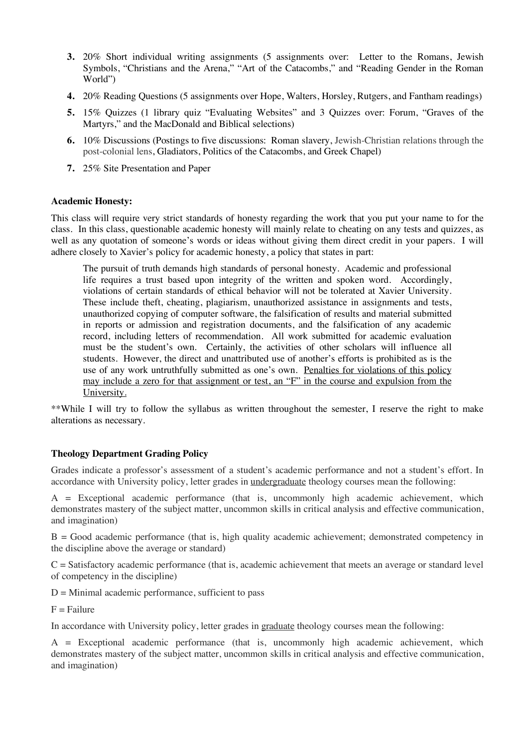3. 20% Short individual writing assignments (5 assignments over: Letter to the Romans, Jewish Symbols, "Christians and the Arena," "Art of the Catacombs," and "Reading Gender in the Roman World")
4. 20% Reading Questions (5 assignments over Hope, Walters, Horsley, Rutgers, and Fantham readings)
5. 15% Quizzes (1 library quiz "Evaluating Websites" and 3 Quizzes over: Forum, "Graves of the Martyrs," and the MacDonald and Biblical selections)
6. 10% Discussions (Postings to five discussions: Roman slavery, Jewish-Christian relations through the post-colonial lens, Gladiators, Politics of the Catacombs, and Greek Chapel)
7. 25% Site Presentation and Paper

**Academic Honesty:**

This class will require very strict standards of honesty regarding the work that you put your name to for the class. In this class, questionable academic honesty will mainly relate to cheating on any tests and quizzes, as well as any quotation of someone's words or ideas without giving them direct credit in your papers. I will adhere closely to Xavier's policy for academic honesty, a policy that states in part:

> The pursuit of truth demands high standards of personal honesty. Academic and professional life requires a trust based upon integrity of the written and spoken word. Accordingly, violations of certain standards of ethical behavior will not be tolerated at Xavier University. These include theft, cheating, plagiarism, unauthorized assistance in assignments and tests, unauthorized copying of computer software, the falsification of results and material submitted in reports or admission and registration documents, and the falsification of any academic record, including letters of recommendation. All work submitted for academic evaluation must be the student's own. Certainly, the activities of other scholars will influence all students. However, the direct and unattributed use of another's efforts is prohibited as is the use of any work untruthfully submitted as one's own. <u>Penalties for violations of this policy may include a zero for that assignment or test, an "F" in the course and expulsion from the University.</u>

**While I will try to follow the syllabus as written throughout the semester, I reserve the right to make alterations as necessary.

**Theology Department Grading Policy**

Grades indicate a professor's assessment of a student's academic performance and not a student's effort. In accordance with University policy, letter grades in <u>undergraduate</u> theology courses mean the following:

A = Exceptional academic performance (that is, uncommonly high academic achievement, which demonstrates mastery of the subject matter, uncommon skills in critical analysis and effective communication, and imagination)

B = Good academic performance (that is, high quality academic achievement; demonstrated competency in the discipline above the average or standard)

C = Satisfactory academic performance (that is, academic achievement that meets an average or standard level of competency in the discipline)

D = Minimal academic performance, sufficient to pass

F = Failure

In accordance with University policy, letter grades in <u>graduate</u> theology courses mean the following:

A = Exceptional academic performance (that is, uncommonly high academic achievement, which demonstrates mastery of the subject matter, uncommon skills in critical analysis and effective communication, and imagination)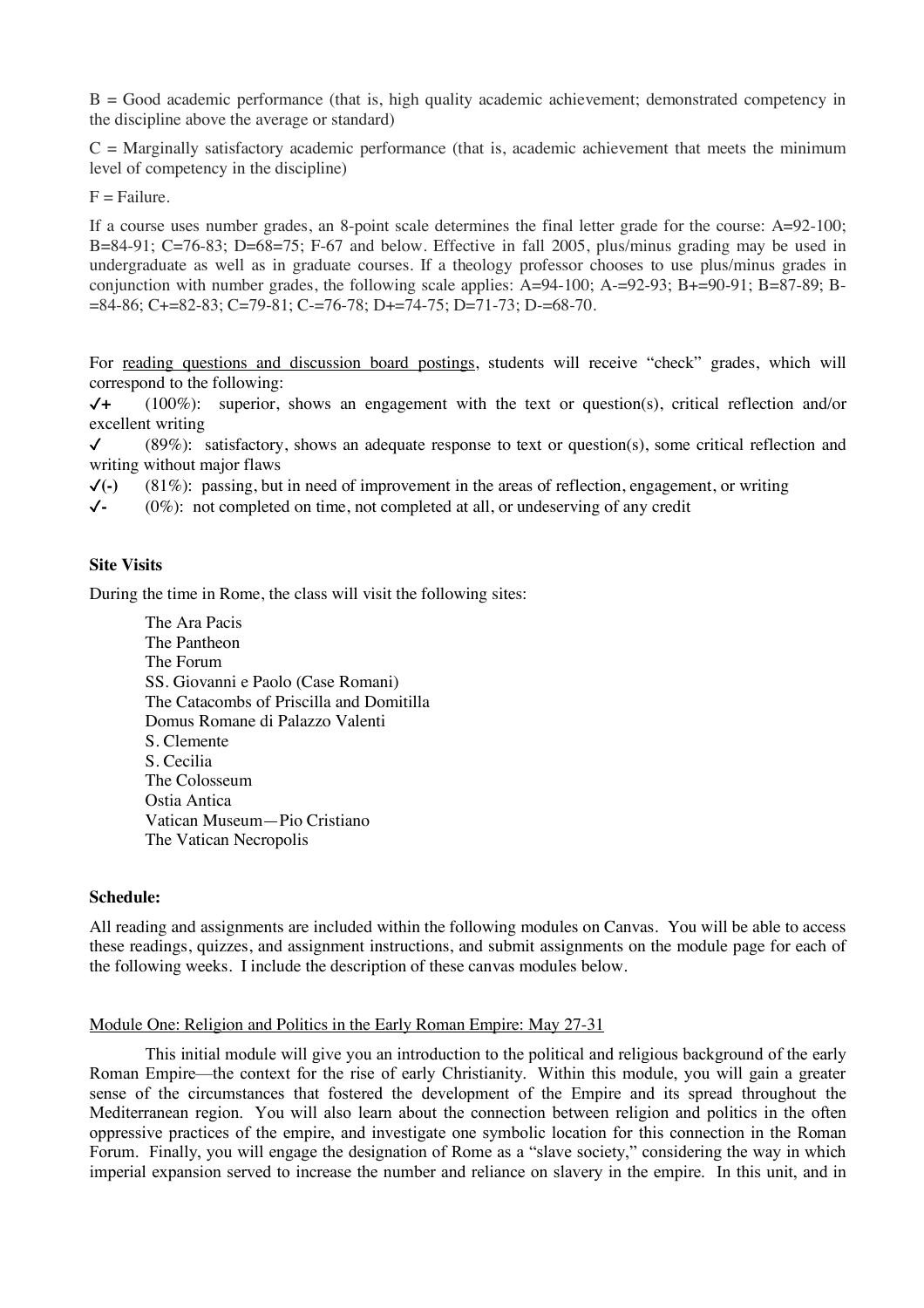B = Good academic performance (that is, high quality academic achievement; demonstrated competency in the discipline above the average or standard)

C = Marginally satisfactory academic performance (that is, academic achievement that meets the minimum level of competency in the discipline)

F = Failure.

If a course uses number grades, an 8-point scale determines the final letter grade for the course: A=92-100; B=84-91; C=76-83; D=68=75; F-67 and below. Effective in fall 2005, plus/minus grading may be used in undergraduate as well as in graduate courses. If a theology professor chooses to use plus/minus grades in conjunction with number grades, the following scale applies: A=94-100; A-=92-93; B+=90-91; B=87-89; B-=84-86; C+=82-83; C=79-81; C-=76-78; D+=74-75; D=71-73; D-=68-70.

For <u>reading questions and discussion board postings</u>, students will receive "check" grades, which will correspond to the following:

✓+ (100%): superior, shows an engagement with the text or question(s), critical reflection and/or excellent writing
✓ (89%): satisfactory, shows an adequate response to text or question(s), some critical reflection and writing without major flaws
✓(-) (81%): passing, but in need of improvement in the areas of reflection, engagement, or writing
✓- (0%): not completed on time, not completed at all, or undeserving of any credit

**Site Visits**

During the time in Rome, the class will visit the following sites:

The Ara Pacis
The Pantheon
The Forum
SS. Giovanni e Paolo (Case Romani)
The Catacombs of Priscilla and Domitilla
Domus Romane di Palazzo Valenti
S. Clemente
S. Cecilia
The Colosseum
Ostia Antica
Vatican Museum—Pio Cristiano
The Vatican Necropolis

**Schedule:**

All reading and assignments are included within the following modules on Canvas. You will be able to access these readings, quizzes, and assignment instructions, and submit assignments on the module page for each of the following weeks. I include the description of these canvas modules below.

<u>Module One: Religion and Politics in the Early Roman Empire: May 27-31</u>

This initial module will give you an introduction to the political and religious background of the early Roman Empire—the context for the rise of early Christianity. Within this module, you will gain a greater sense of the circumstances that fostered the development of the Empire and its spread throughout the Mediterranean region. You will also learn about the connection between religion and politics in the often oppressive practices of the empire, and investigate one symbolic location for this connection in the Roman Forum. Finally, you will engage the designation of Rome as a "slave society," considering the way in which imperial expansion served to increase the number and reliance on slavery in the empire. In this unit, and in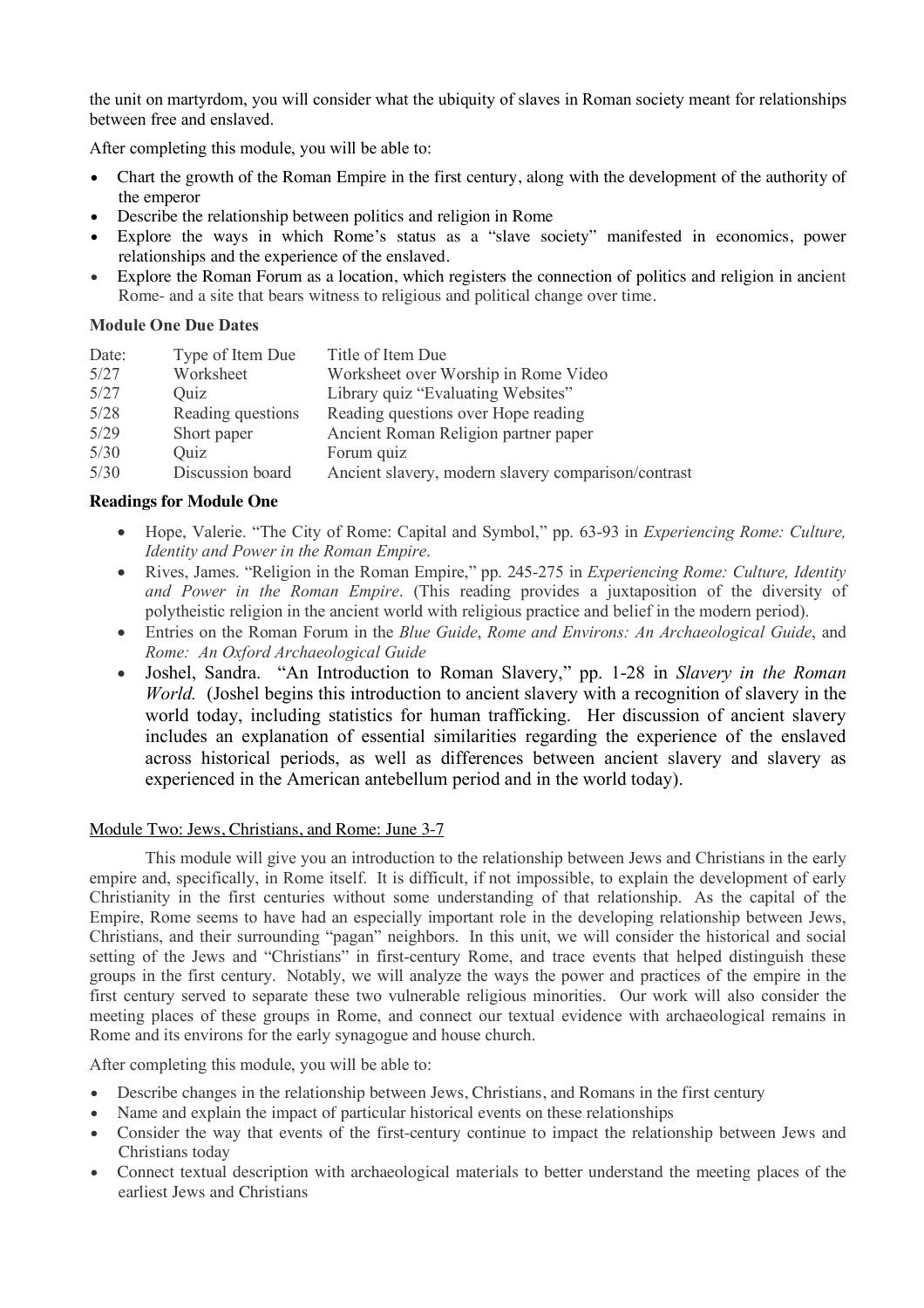the unit on martyrdom, you will consider what the ubiquity of slaves in Roman society meant for relationships between free and enslaved.

After completing this module, you will be able to:

- Chart the growth of the Roman Empire in the first century, along with the development of the authority of the emperor
- Describe the relationship between politics and religion in Rome
- Explore the ways in which Rome's status as a "slave society" manifested in economics, power relationships and the experience of the enslaved.
- Explore the Roman Forum as a location, which registers the connection of politics and religion in ancient Rome- and a site that bears witness to religious and political change over time.

**Module One Due Dates**

| Date: | Type of Item Due | Title of Item Due |
|---|---|---|
| 5/27 | Worksheet | Worksheet over Worship in Rome Video |
| 5/27 | Quiz | Library quiz "Evaluating Websites" |
| 5/28 | Reading questions | Reading questions over Hope reading |
| 5/29 | Short paper | Ancient Roman Religion partner paper |
| 5/30 | Quiz | Forum quiz |
| 5/30 | Discussion board | Ancient slavery, modern slavery comparison/contrast |

**Readings for Module One**

- Hope, Valerie. "The City of Rome: Capital and Symbol," pp. 63-93 in *Experiencing Rome: Culture, Identity and Power in the Roman Empire*.
- Rives, James. "Religion in the Roman Empire," pp. 245-275 in *Experiencing Rome: Culture, Identity and Power in the Roman Empire*. (This reading provides a juxtaposition of the diversity of polytheistic religion in the ancient world with religious practice and belief in the modern period).
- Entries on the Roman Forum in the *Blue Guide*, *Rome and Environs: An Archaeological Guide*, and *Rome: An Oxford Archaeological Guide*
- Joshel, Sandra. "An Introduction to Roman Slavery," pp. 1-28 in *Slavery in the Roman World.* (Joshel begins this introduction to ancient slavery with a recognition of slavery in the world today, including statistics for human trafficking. Her discussion of ancient slavery includes an explanation of essential similarities regarding the experience of the enslaved across historical periods, as well as differences between ancient slavery and slavery as experienced in the American antebellum period and in the world today).

Module Two: Jews, Christians, and Rome: June 3-7

This module will give you an introduction to the relationship between Jews and Christians in the early empire and, specifically, in Rome itself. It is difficult, if not impossible, to explain the development of early Christianity in the first centuries without some understanding of that relationship. As the capital of the Empire, Rome seems to have had an especially important role in the developing relationship between Jews, Christians, and their surrounding "pagan" neighbors. In this unit, we will consider the historical and social setting of the Jews and "Christians" in first-century Rome, and trace events that helped distinguish these groups in the first century. Notably, we will analyze the ways the power and practices of the empire in the first century served to separate these two vulnerable religious minorities. Our work will also consider the meeting places of these groups in Rome, and connect our textual evidence with archaeological remains in Rome and its environs for the early synagogue and house church.

After completing this module, you will be able to:

- Describe changes in the relationship between Jews, Christians, and Romans in the first century
- Name and explain the impact of particular historical events on these relationships
- Consider the way that events of the first-century continue to impact the relationship between Jews and Christians today
- Connect textual description with archaeological materials to better understand the meeting places of the earliest Jews and Christians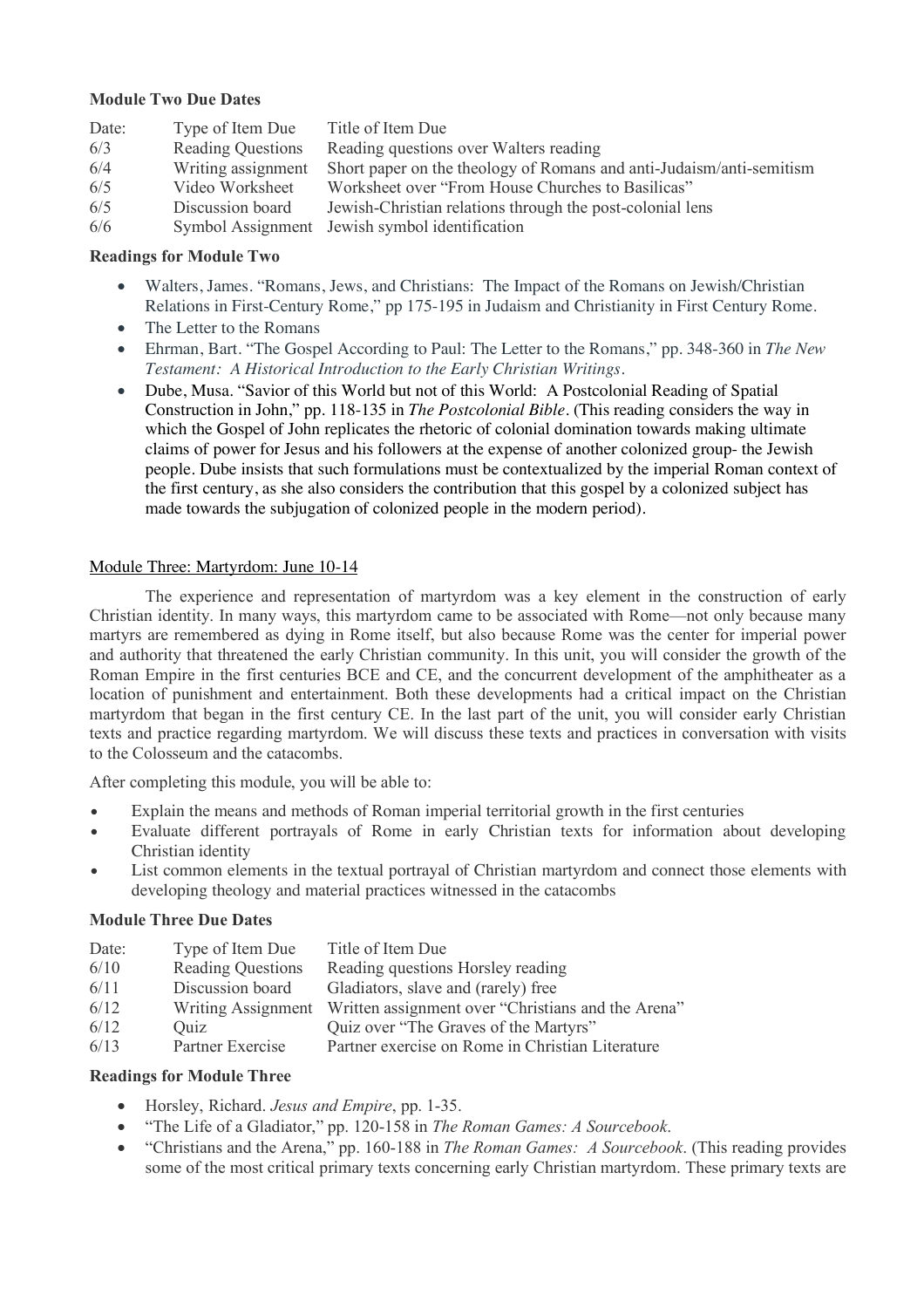**Module Two Due Dates**

| Date: | Type of Item Due | Title of Item Due |
|---|---|---|
| 6/3 | Reading Questions | Reading questions over Walters reading |
| 6/4 | Writing assignment | Short paper on the theology of Romans and anti-Judaism/anti-semitism |
| 6/5 | Video Worksheet | Worksheet over "From House Churches to Basilicas" |
| 6/5 | Discussion board | Jewish-Christian relations through the post-colonial lens |
| 6/6 | Symbol Assignment | Jewish symbol identification |

**Readings for Module Two**

- Walters, James. "Romans, Jews, and Christians: The Impact of the Romans on Jewish/Christian Relations in First-Century Rome," pp 175-195 in Judaism and Christianity in First Century Rome.
- The Letter to the Romans
- Ehrman, Bart. "The Gospel According to Paul: The Letter to the Romans," pp. 348-360 in *The New Testament: A Historical Introduction to the Early Christian Writings*.
- Dube, Musa. "Savior of this World but not of this World: A Postcolonial Reading of Spatial Construction in John," pp. 118-135 in *The Postcolonial Bible*. (This reading considers the way in which the Gospel of John replicates the rhetoric of colonial domination towards making ultimate claims of power for Jesus and his followers at the expense of another colonized group- the Jewish people. Dube insists that such formulations must be contextualized by the imperial Roman context of the first century, as she also considers the contribution that this gospel by a colonized subject has made towards the subjugation of colonized people in the modern period).

## Module Three: Martyrdom: June 10-14

The experience and representation of martyrdom was a key element in the construction of early Christian identity. In many ways, this martyrdom came to be associated with Rome—not only because many martyrs are remembered as dying in Rome itself, but also because Rome was the center for imperial power and authority that threatened the early Christian community. In this unit, you will consider the growth of the Roman Empire in the first centuries BCE and CE, and the concurrent development of the amphitheater as a location of punishment and entertainment. Both these developments had a critical impact on the Christian martyrdom that began in the first century CE. In the last part of the unit, you will consider early Christian texts and practice regarding martyrdom. We will discuss these texts and practices in conversation with visits to the Colosseum and the catacombs.

After completing this module, you will be able to:

- Explain the means and methods of Roman imperial territorial growth in the first centuries
- Evaluate different portrayals of Rome in early Christian texts for information about developing Christian identity
- List common elements in the textual portrayal of Christian martyrdom and connect those elements with developing theology and material practices witnessed in the catacombs

**Module Three Due Dates**

| Date: | Type of Item Due | Title of Item Due |
|---|---|---|
| 6/10 | Reading Questions | Reading questions Horsley reading |
| 6/11 | Discussion board | Gladiators, slave and (rarely) free |
| 6/12 | Writing Assignment | Written assignment over "Christians and the Arena" |
| 6/12 | Quiz | Quiz over "The Graves of the Martyrs" |
| 6/13 | Partner Exercise | Partner exercise on Rome in Christian Literature |

**Readings for Module Three**

- Horsley, Richard. *Jesus and Empire*, pp. 1-35.
- "The Life of a Gladiator," pp. 120-158 in *The Roman Games: A Sourcebook*.
- "Christians and the Arena," pp. 160-188 in *The Roman Games: A Sourcebook*. (This reading provides some of the most critical primary texts concerning early Christian martyrdom. These primary texts are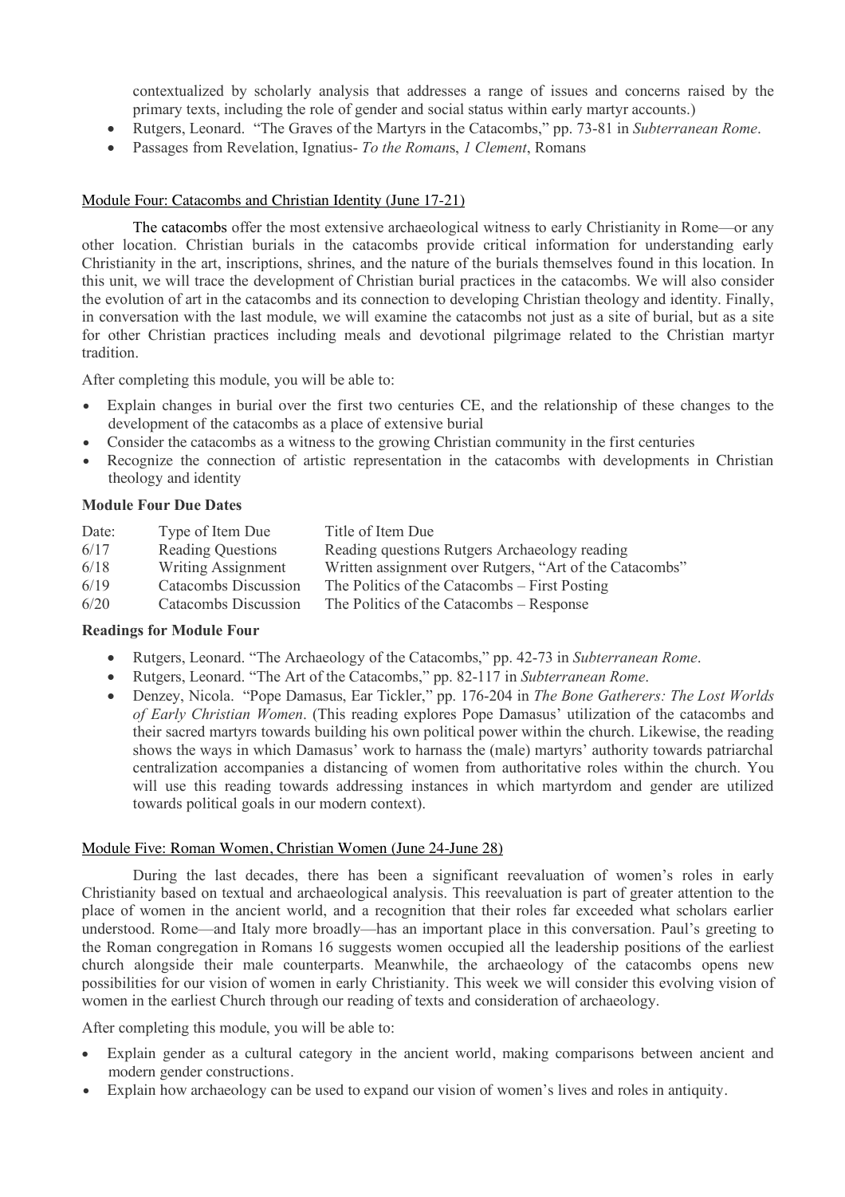contextualized by scholarly analysis that addresses a range of issues and concerns raised by the primary texts, including the role of gender and social status within early martyr accounts.)

- Rutgers, Leonard. "The Graves of the Martyrs in the Catacombs," pp. 73-81 in *Subterranean Rome*.
- Passages from Revelation, Ignatius- *To the Romans*, *1 Clement*, Romans

## Module Four: Catacombs and Christian Identity (June 17-21)

The catacombs offer the most extensive archaeological witness to early Christianity in Rome—or any other location. Christian burials in the catacombs provide critical information for understanding early Christianity in the art, inscriptions, shrines, and the nature of the burials themselves found in this location. In this unit, we will trace the development of Christian burial practices in the catacombs. We will also consider the evolution of art in the catacombs and its connection to developing Christian theology and identity. Finally, in conversation with the last module, we will examine the catacombs not just as a site of burial, but as a site for other Christian practices including meals and devotional pilgrimage related to the Christian martyr tradition.

After completing this module, you will be able to:

- Explain changes in burial over the first two centuries CE, and the relationship of these changes to the development of the catacombs as a place of extensive burial
- Consider the catacombs as a witness to the growing Christian community in the first centuries
- Recognize the connection of artistic representation in the catacombs with developments in Christian theology and identity

**Module Four Due Dates**

| Date: | Type of Item Due | Title of Item Due |
|---|---|---|
| 6/17 | Reading Questions | Reading questions Rutgers Archaeology reading |
| 6/18 | Writing Assignment | Written assignment over Rutgers, "Art of the Catacombs" |
| 6/19 | Catacombs Discussion | The Politics of the Catacombs – First Posting |
| 6/20 | Catacombs Discussion | The Politics of the Catacombs – Response |

**Readings for Module Four**

- Rutgers, Leonard. "The Archaeology of the Catacombs," pp. 42-73 in *Subterranean Rome*.
- Rutgers, Leonard. "The Art of the Catacombs," pp. 82-117 in *Subterranean Rome*.
- Denzey, Nicola. "Pope Damasus, Ear Tickler," pp. 176-204 in *The Bone Gatherers: The Lost Worlds of Early Christian Women*. (This reading explores Pope Damasus' utilization of the catacombs and their sacred martyrs towards building his own political power within the church. Likewise, the reading shows the ways in which Damasus' work to harnass the (male) martyrs' authority towards patriarchal centralization accompanies a distancing of women from authoritative roles within the church. You will use this reading towards addressing instances in which martyrdom and gender are utilized towards political goals in our modern context).

## Module Five: Roman Women, Christian Women (June 24-June 28)

During the last decades, there has been a significant reevaluation of women's roles in early Christianity based on textual and archaeological analysis. This reevaluation is part of greater attention to the place of women in the ancient world, and a recognition that their roles far exceeded what scholars earlier understood. Rome—and Italy more broadly—has an important place in this conversation. Paul's greeting to the Roman congregation in Romans 16 suggests women occupied all the leadership positions of the earliest church alongside their male counterparts. Meanwhile, the archaeology of the catacombs opens new possibilities for our vision of women in early Christianity. This week we will consider this evolving vision of women in the earliest Church through our reading of texts and consideration of archaeology.

After completing this module, you will be able to:

- Explain gender as a cultural category in the ancient world, making comparisons between ancient and modern gender constructions.
- Explain how archaeology can be used to expand our vision of women's lives and roles in antiquity.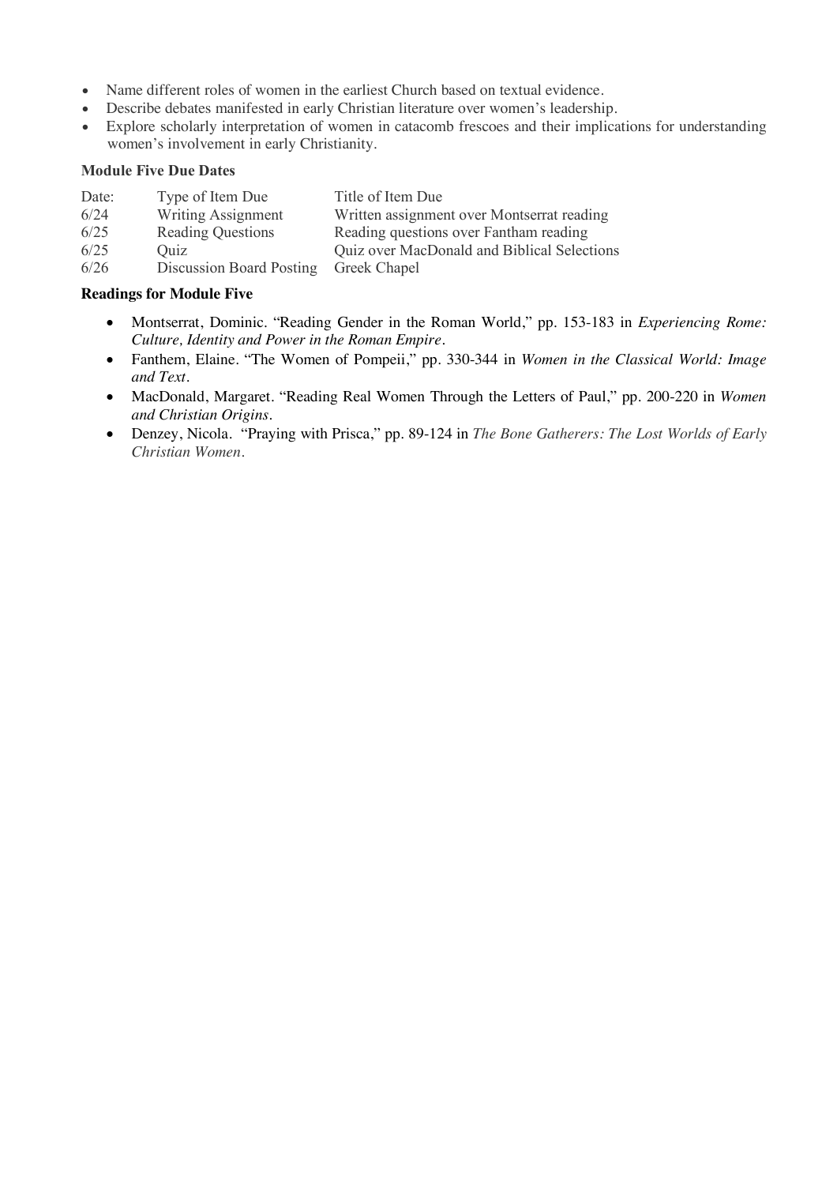- Name different roles of women in the earliest Church based on textual evidence.
- Describe debates manifested in early Christian literature over women's leadership.
- Explore scholarly interpretation of women in catacomb frescoes and their implications for understanding women's involvement in early Christianity.

**Module Five Due Dates**

| Date: | Type of Item Due | Title of Item Due |
|---|---|---|
| 6/24 | Writing Assignment | Written assignment over Montserrat reading |
| 6/25 | Reading Questions | Reading questions over Fantham reading |
| 6/25 | Quiz | Quiz over MacDonald and Biblical Selections |
| 6/26 | Discussion Board Posting | Greek Chapel |

**Readings for Module Five**

- Montserrat, Dominic. "Reading Gender in the Roman World," pp. 153-183 in *Experiencing Rome: Culture, Identity and Power in the Roman Empire*.
- Fanthem, Elaine. "The Women of Pompeii," pp. 330-344 in *Women in the Classical World: Image and Text*.
- MacDonald, Margaret. "Reading Real Women Through the Letters of Paul," pp. 200-220 in *Women and Christian Origins*.
- Denzey, Nicola. "Praying with Prisca," pp. 89-124 in *The Bone Gatherers: The Lost Worlds of Early Christian Women*.